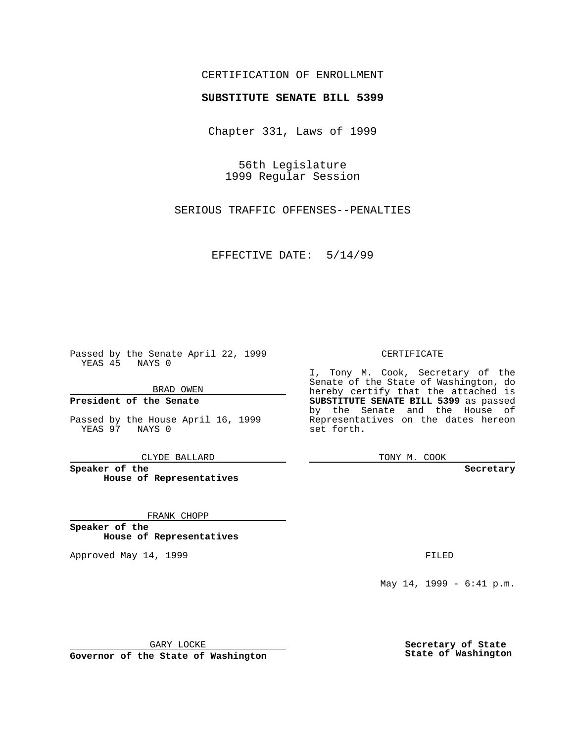CERTIFICATION OF ENROLLMENT

**SUBSTITUTE SENATE BILL 5399**

Chapter 331, Laws of 1999

56th Legislature
1999 Regular Session

SERIOUS TRAFFIC OFFENSES--PENALTIES

EFFECTIVE DATE: 5/14/99

Passed by the Senate April 22, 1999
YEAS 45 NAYS 0

BRAD OWEN

**President of the Senate**

Passed by the House April 16, 1999
YEAS 97 NAYS 0

CLYDE BALLARD

**Speaker of the House of Representatives**

FRANK CHOPP

**Speaker of the House of Representatives**

Approved May 14, 1999

GARY LOCKE

**Governor of the State of Washington**

CERTIFICATE

I, Tony M. Cook, Secretary of the Senate of the State of Washington, do hereby certify that the attached is **SUBSTITUTE SENATE BILL 5399** as passed by the Senate and the House of Representatives on the dates hereon set forth.

TONY M. COOK

**Secretary**

FILED

May 14, 1999 - 6:41 p.m.

**Secretary of State**
**State of Washington**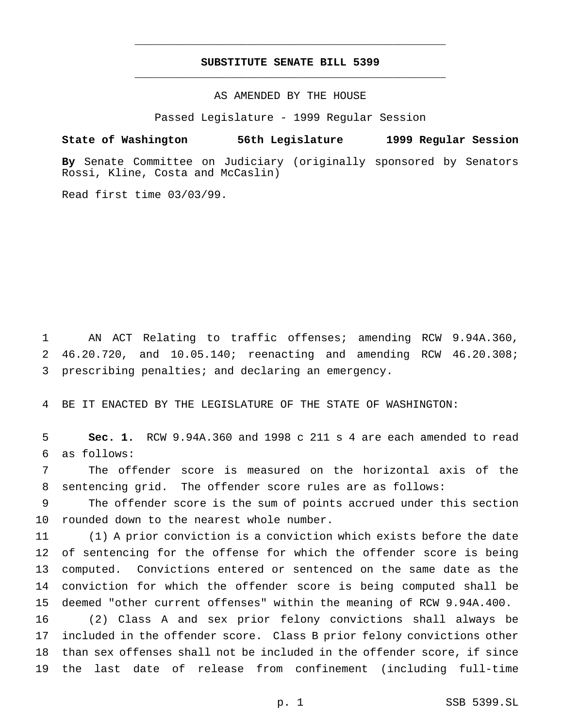**SUBSTITUTE SENATE BILL 5399**

AS AMENDED BY THE HOUSE

Passed Legislature - 1999 Regular Session

**State of Washington 56th Legislature 1999 Regular Session**

**By** Senate Committee on Judiciary (originally sponsored by Senators Rossi, Kline, Costa and McCaslin)

Read first time 03/03/99.

AN ACT Relating to traffic offenses; amending RCW 9.94A.360, 46.20.720, and 10.05.140; reenacting and amending RCW 46.20.308; prescribing penalties; and declaring an emergency.

BE IT ENACTED BY THE LEGISLATURE OF THE STATE OF WASHINGTON:

**Sec. 1.** RCW 9.94A.360 and 1998 c 211 s 4 are each amended to read as follows:

The offender score is measured on the horizontal axis of the sentencing grid. The offender score rules are as follows:

The offender score is the sum of points accrued under this section rounded down to the nearest whole number.

(1) A prior conviction is a conviction which exists before the date of sentencing for the offense for which the offender score is being computed. Convictions entered or sentenced on the same date as the conviction for which the offender score is being computed shall be deemed "other current offenses" within the meaning of RCW 9.94A.400.

(2) Class A and sex prior felony convictions shall always be included in the offender score. Class B prior felony convictions other than sex offenses shall not be included in the offender score, if since the last date of release from confinement (including full-time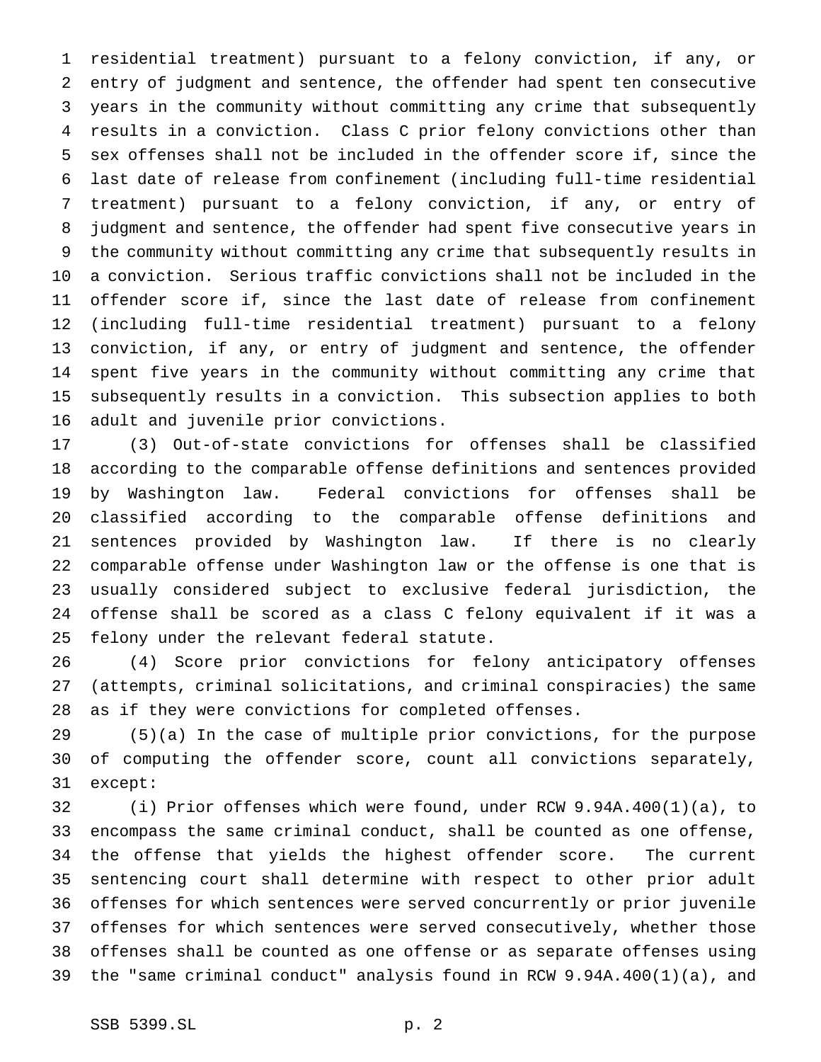residential treatment) pursuant to a felony conviction, if any, or entry of judgment and sentence, the offender had spent ten consecutive years in the community without committing any crime that subsequently results in a conviction. Class C prior felony convictions other than sex offenses shall not be included in the offender score if, since the last date of release from confinement (including full-time residential treatment) pursuant to a felony conviction, if any, or entry of judgment and sentence, the offender had spent five consecutive years in the community without committing any crime that subsequently results in a conviction. Serious traffic convictions shall not be included in the offender score if, since the last date of release from confinement (including full-time residential treatment) pursuant to a felony conviction, if any, or entry of judgment and sentence, the offender spent five years in the community without committing any crime that subsequently results in a conviction. This subsection applies to both adult and juvenile prior convictions.

(3) Out-of-state convictions for offenses shall be classified according to the comparable offense definitions and sentences provided by Washington law. Federal convictions for offenses shall be classified according to the comparable offense definitions and sentences provided by Washington law. If there is no clearly comparable offense under Washington law or the offense is one that is usually considered subject to exclusive federal jurisdiction, the offense shall be scored as a class C felony equivalent if it was a felony under the relevant federal statute.

(4) Score prior convictions for felony anticipatory offenses (attempts, criminal solicitations, and criminal conspiracies) the same as if they were convictions for completed offenses.

(5)(a) In the case of multiple prior convictions, for the purpose of computing the offender score, count all convictions separately, except:

(i) Prior offenses which were found, under RCW 9.94A.400(1)(a), to encompass the same criminal conduct, shall be counted as one offense, the offense that yields the highest offender score. The current sentencing court shall determine with respect to other prior adult offenses for which sentences were served concurrently or prior juvenile offenses for which sentences were served consecutively, whether those offenses shall be counted as one offense or as separate offenses using the "same criminal conduct" analysis found in RCW 9.94A.400(1)(a), and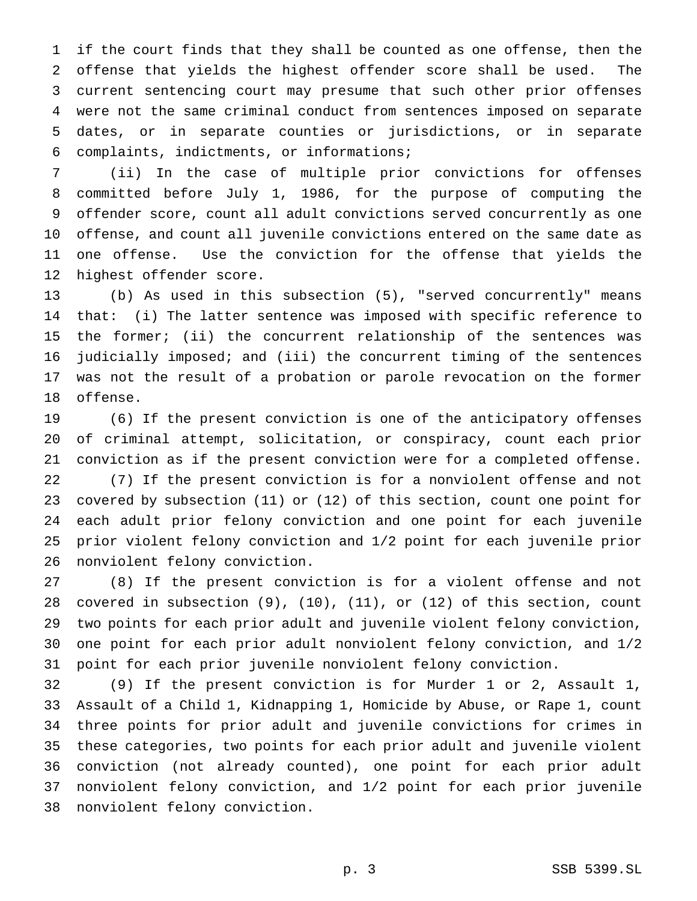if the court finds that they shall be counted as one offense, then the offense that yields the highest offender score shall be used. The current sentencing court may presume that such other prior offenses were not the same criminal conduct from sentences imposed on separate dates, or in separate counties or jurisdictions, or in separate complaints, indictments, or informations;

(ii) In the case of multiple prior convictions for offenses committed before July 1, 1986, for the purpose of computing the offender score, count all adult convictions served concurrently as one offense, and count all juvenile convictions entered on the same date as one offense. Use the conviction for the offense that yields the highest offender score.

(b) As used in this subsection (5), "served concurrently" means that: (i) The latter sentence was imposed with specific reference to the former; (ii) the concurrent relationship of the sentences was judicially imposed; and (iii) the concurrent timing of the sentences was not the result of a probation or parole revocation on the former offense.

(6) If the present conviction is one of the anticipatory offenses of criminal attempt, solicitation, or conspiracy, count each prior conviction as if the present conviction were for a completed offense.

(7) If the present conviction is for a nonviolent offense and not covered by subsection (11) or (12) of this section, count one point for each adult prior felony conviction and one point for each juvenile prior violent felony conviction and 1/2 point for each juvenile prior nonviolent felony conviction.

(8) If the present conviction is for a violent offense and not covered in subsection (9), (10), (11), or (12) of this section, count two points for each prior adult and juvenile violent felony conviction, one point for each prior adult nonviolent felony conviction, and 1/2 point for each prior juvenile nonviolent felony conviction.

(9) If the present conviction is for Murder 1 or 2, Assault 1, Assault of a Child 1, Kidnapping 1, Homicide by Abuse, or Rape 1, count three points for prior adult and juvenile convictions for crimes in these categories, two points for each prior adult and juvenile violent conviction (not already counted), one point for each prior adult nonviolent felony conviction, and 1/2 point for each prior juvenile nonviolent felony conviction.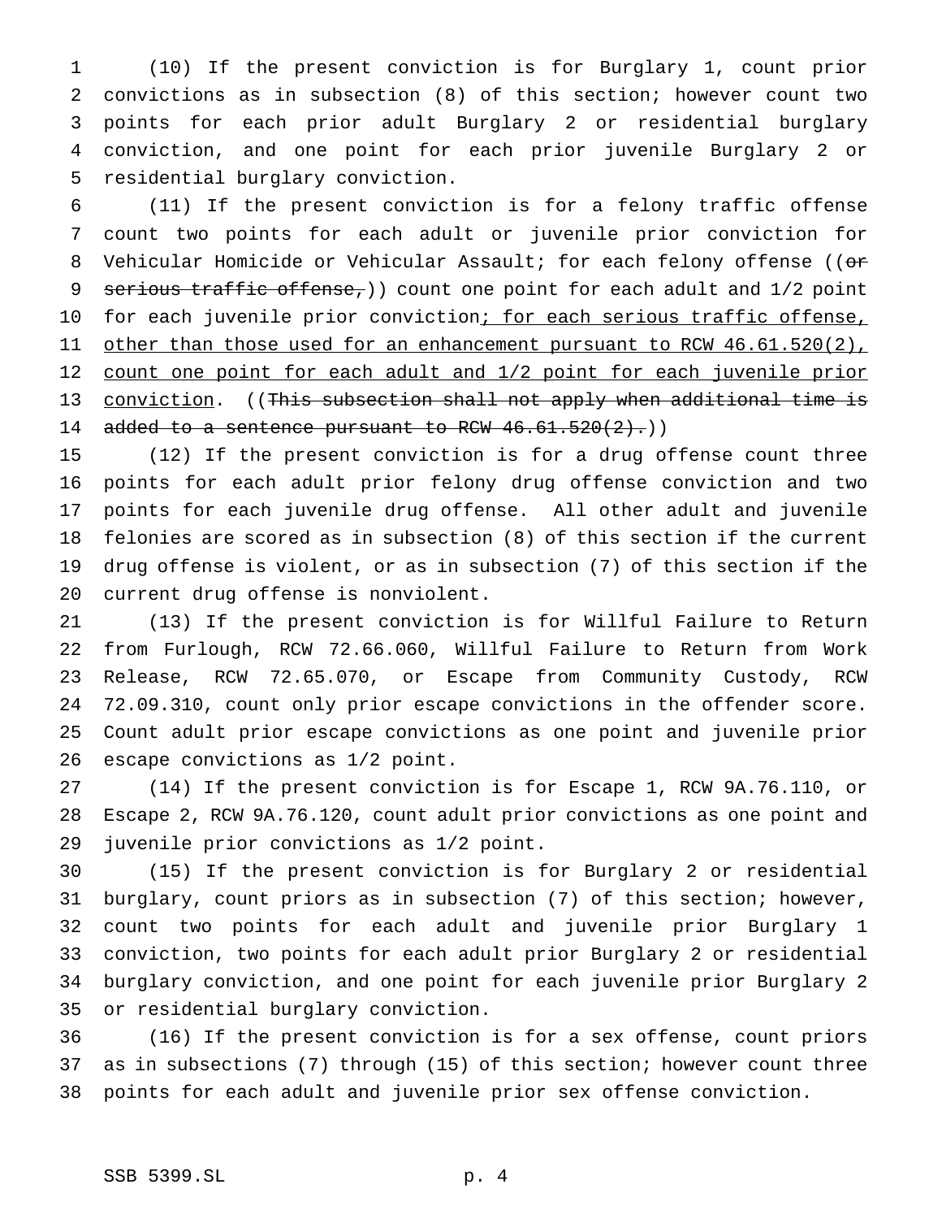(10) If the present conviction is for Burglary 1, count prior convictions as in subsection (8) of this section; however count two points for each prior adult Burglary 2 or residential burglary conviction, and one point for each prior juvenile Burglary 2 or residential burglary conviction.

(11) If the present conviction is for a felony traffic offense count two points for each adult or juvenile prior conviction for Vehicular Homicide or Vehicular Assault; for each felony offense ((~~or serious traffic offense,~~)) count one point for each adult and 1/2 point for each juvenile prior conviction<u>; for each serious traffic offense, other than those used for an enhancement pursuant to RCW 46.61.520(2), count one point for each adult and 1/2 point for each juvenile prior conviction</u>. ((~~This subsection shall not apply when additional time is added to a sentence pursuant to RCW 46.61.520(2).~~))

(12) If the present conviction is for a drug offense count three points for each adult prior felony drug offense conviction and two points for each juvenile drug offense. All other adult and juvenile felonies are scored as in subsection (8) of this section if the current drug offense is violent, or as in subsection (7) of this section if the current drug offense is nonviolent.

(13) If the present conviction is for Willful Failure to Return from Furlough, RCW 72.66.060, Willful Failure to Return from Work Release, RCW 72.65.070, or Escape from Community Custody, RCW 72.09.310, count only prior escape convictions in the offender score. Count adult prior escape convictions as one point and juvenile prior escape convictions as 1/2 point.

(14) If the present conviction is for Escape 1, RCW 9A.76.110, or Escape 2, RCW 9A.76.120, count adult prior convictions as one point and juvenile prior convictions as 1/2 point.

(15) If the present conviction is for Burglary 2 or residential burglary, count priors as in subsection (7) of this section; however, count two points for each adult and juvenile prior Burglary 1 conviction, two points for each adult prior Burglary 2 or residential burglary conviction, and one point for each juvenile prior Burglary 2 or residential burglary conviction.

(16) If the present conviction is for a sex offense, count priors as in subsections (7) through (15) of this section; however count three points for each adult and juvenile prior sex offense conviction.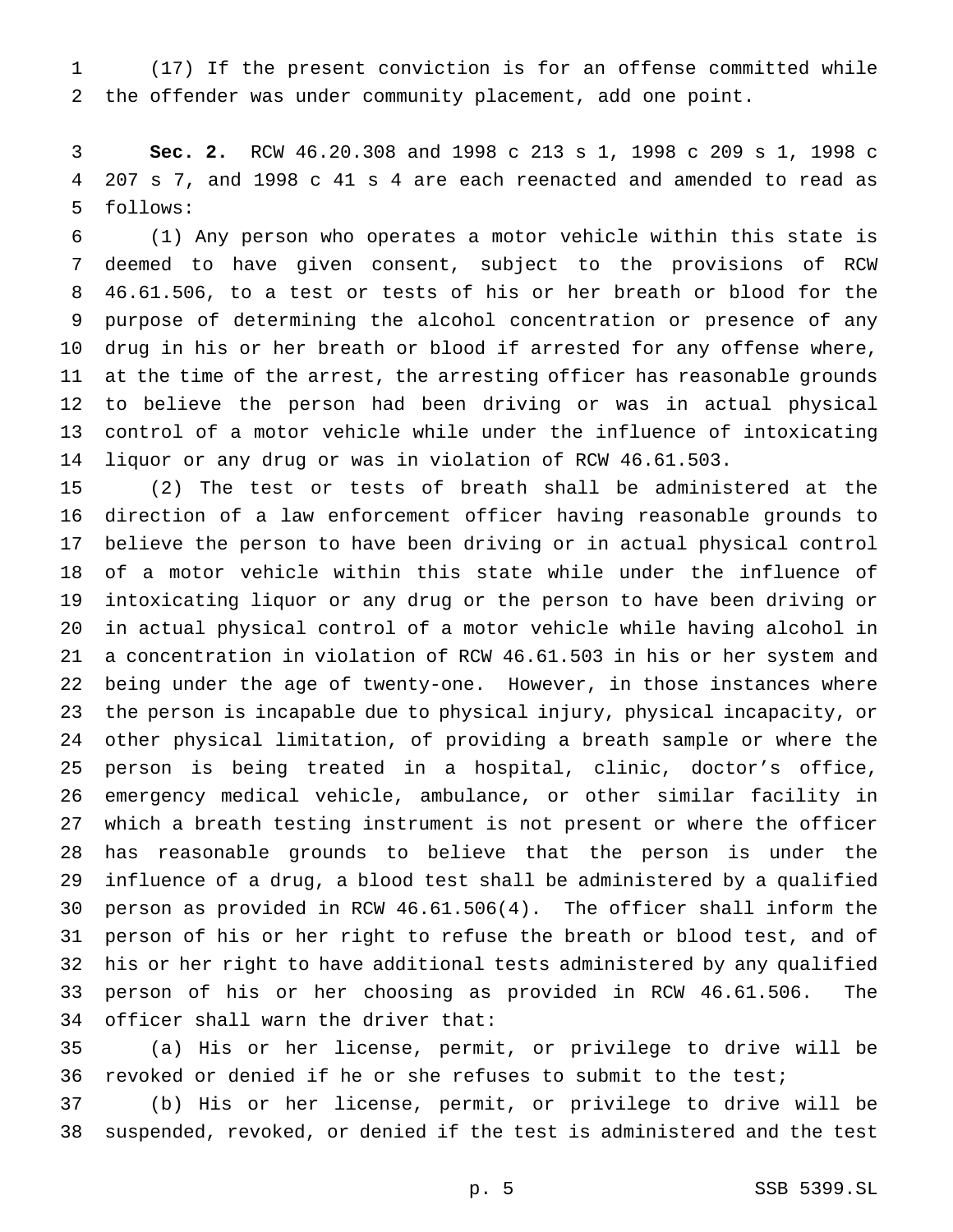(17) If the present conviction is for an offense committed while the offender was under community placement, add one point.

**Sec. 2.** RCW 46.20.308 and 1998 c 213 s 1, 1998 c 209 s 1, 1998 c 207 s 7, and 1998 c 41 s 4 are each reenacted and amended to read as follows:

(1) Any person who operates a motor vehicle within this state is deemed to have given consent, subject to the provisions of RCW 46.61.506, to a test or tests of his or her breath or blood for the purpose of determining the alcohol concentration or presence of any drug in his or her breath or blood if arrested for any offense where, at the time of the arrest, the arresting officer has reasonable grounds to believe the person had been driving or was in actual physical control of a motor vehicle while under the influence of intoxicating liquor or any drug or was in violation of RCW 46.61.503.

(2) The test or tests of breath shall be administered at the direction of a law enforcement officer having reasonable grounds to believe the person to have been driving or in actual physical control of a motor vehicle within this state while under the influence of intoxicating liquor or any drug or the person to have been driving or in actual physical control of a motor vehicle while having alcohol in a concentration in violation of RCW 46.61.503 in his or her system and being under the age of twenty-one. However, in those instances where the person is incapable due to physical injury, physical incapacity, or other physical limitation, of providing a breath sample or where the person is being treated in a hospital, clinic, doctor's office, emergency medical vehicle, ambulance, or other similar facility in which a breath testing instrument is not present or where the officer has reasonable grounds to believe that the person is under the influence of a drug, a blood test shall be administered by a qualified person as provided in RCW 46.61.506(4). The officer shall inform the person of his or her right to refuse the breath or blood test, and of his or her right to have additional tests administered by any qualified person of his or her choosing as provided in RCW 46.61.506. The officer shall warn the driver that:

(a) His or her license, permit, or privilege to drive will be revoked or denied if he or she refuses to submit to the test;

(b) His or her license, permit, or privilege to drive will be suspended, revoked, or denied if the test is administered and the test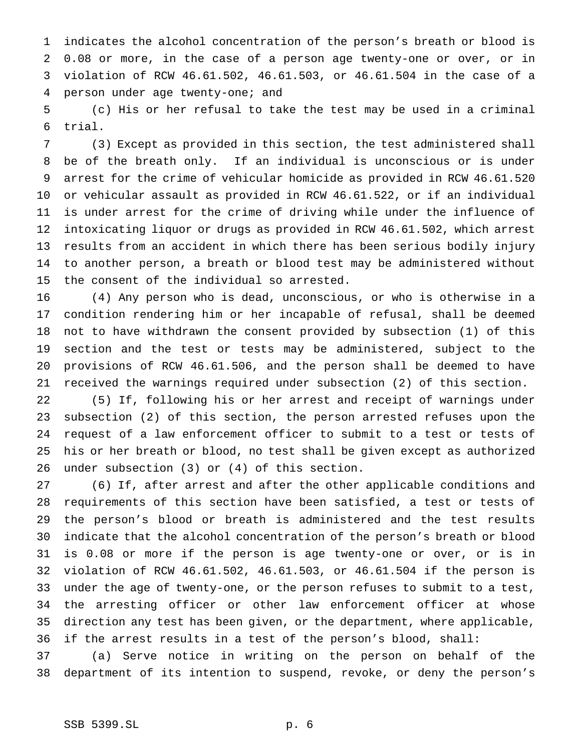indicates the alcohol concentration of the person's breath or blood is 0.08 or more, in the case of a person age twenty-one or over, or in violation of RCW 46.61.502, 46.61.503, or 46.61.504 in the case of a person under age twenty-one; and

(c) His or her refusal to take the test may be used in a criminal trial.

(3) Except as provided in this section, the test administered shall be of the breath only. If an individual is unconscious or is under arrest for the crime of vehicular homicide as provided in RCW 46.61.520 or vehicular assault as provided in RCW 46.61.522, or if an individual is under arrest for the crime of driving while under the influence of intoxicating liquor or drugs as provided in RCW 46.61.502, which arrest results from an accident in which there has been serious bodily injury to another person, a breath or blood test may be administered without the consent of the individual so arrested.

(4) Any person who is dead, unconscious, or who is otherwise in a condition rendering him or her incapable of refusal, shall be deemed not to have withdrawn the consent provided by subsection (1) of this section and the test or tests may be administered, subject to the provisions of RCW 46.61.506, and the person shall be deemed to have received the warnings required under subsection (2) of this section.

(5) If, following his or her arrest and receipt of warnings under subsection (2) of this section, the person arrested refuses upon the request of a law enforcement officer to submit to a test or tests of his or her breath or blood, no test shall be given except as authorized under subsection (3) or (4) of this section.

(6) If, after arrest and after the other applicable conditions and requirements of this section have been satisfied, a test or tests of the person's blood or breath is administered and the test results indicate that the alcohol concentration of the person's breath or blood is 0.08 or more if the person is age twenty-one or over, or is in violation of RCW 46.61.502, 46.61.503, or 46.61.504 if the person is under the age of twenty-one, or the person refuses to submit to a test, the arresting officer or other law enforcement officer at whose direction any test has been given, or the department, where applicable, if the arrest results in a test of the person's blood, shall:

(a) Serve notice in writing on the person on behalf of the department of its intention to suspend, revoke, or deny the person's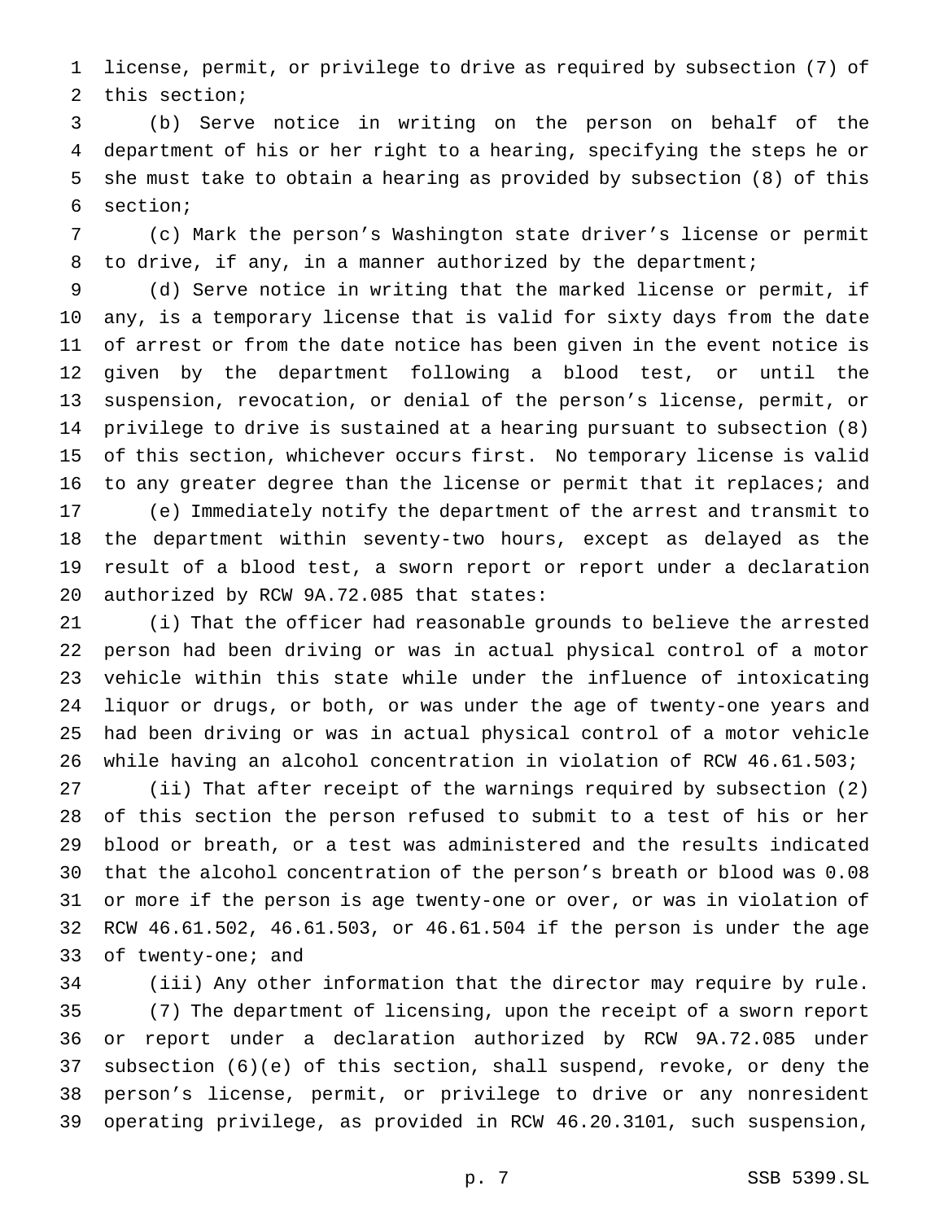license, permit, or privilege to drive as required by subsection (7) of this section;

(b) Serve notice in writing on the person on behalf of the department of his or her right to a hearing, specifying the steps he or she must take to obtain a hearing as provided by subsection (8) of this section;

(c) Mark the person's Washington state driver's license or permit to drive, if any, in a manner authorized by the department;

(d) Serve notice in writing that the marked license or permit, if any, is a temporary license that is valid for sixty days from the date of arrest or from the date notice has been given in the event notice is given by the department following a blood test, or until the suspension, revocation, or denial of the person's license, permit, or privilege to drive is sustained at a hearing pursuant to subsection (8) of this section, whichever occurs first. No temporary license is valid to any greater degree than the license or permit that it replaces; and

(e) Immediately notify the department of the arrest and transmit to the department within seventy-two hours, except as delayed as the result of a blood test, a sworn report or report under a declaration authorized by RCW 9A.72.085 that states:

(i) That the officer had reasonable grounds to believe the arrested person had been driving or was in actual physical control of a motor vehicle within this state while under the influence of intoxicating liquor or drugs, or both, or was under the age of twenty-one years and had been driving or was in actual physical control of a motor vehicle while having an alcohol concentration in violation of RCW 46.61.503;

(ii) That after receipt of the warnings required by subsection (2) of this section the person refused to submit to a test of his or her blood or breath, or a test was administered and the results indicated that the alcohol concentration of the person's breath or blood was 0.08 or more if the person is age twenty-one or over, or was in violation of RCW 46.61.502, 46.61.503, or 46.61.504 if the person is under the age of twenty-one; and

(iii) Any other information that the director may require by rule.

(7) The department of licensing, upon the receipt of a sworn report or report under a declaration authorized by RCW 9A.72.085 under subsection (6)(e) of this section, shall suspend, revoke, or deny the person's license, permit, or privilege to drive or any nonresident operating privilege, as provided in RCW 46.20.3101, such suspension,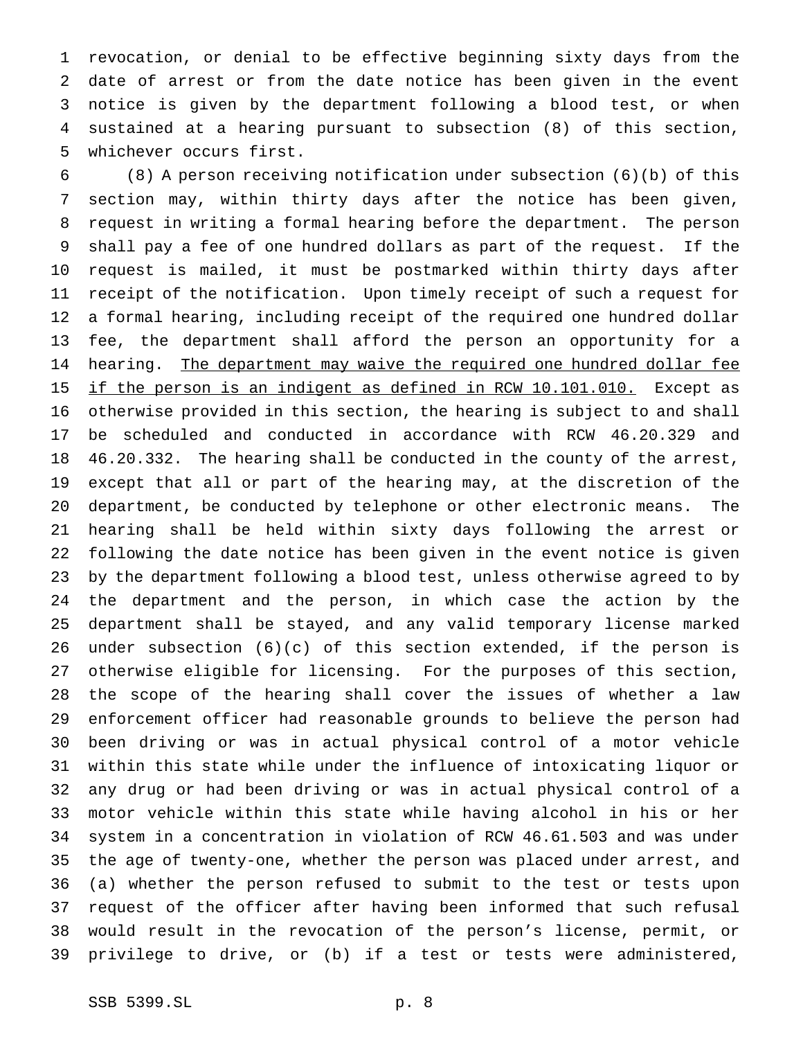revocation, or denial to be effective beginning sixty days from the date of arrest or from the date notice has been given in the event notice is given by the department following a blood test, or when sustained at a hearing pursuant to subsection (8) of this section, whichever occurs first.

(8) A person receiving notification under subsection (6)(b) of this section may, within thirty days after the notice has been given, request in writing a formal hearing before the department. The person shall pay a fee of one hundred dollars as part of the request. If the request is mailed, it must be postmarked within thirty days after receipt of the notification. Upon timely receipt of such a request for a formal hearing, including receipt of the required one hundred dollar fee, the department shall afford the person an opportunity for a hearing. <u>The department may waive the required one hundred dollar fee if the person is an indigent as defined in RCW 10.101.010.</u> Except as otherwise provided in this section, the hearing is subject to and shall be scheduled and conducted in accordance with RCW 46.20.329 and 46.20.332. The hearing shall be conducted in the county of the arrest, except that all or part of the hearing may, at the discretion of the department, be conducted by telephone or other electronic means. The hearing shall be held within sixty days following the arrest or following the date notice has been given in the event notice is given by the department following a blood test, unless otherwise agreed to by the department and the person, in which case the action by the department shall be stayed, and any valid temporary license marked under subsection (6)(c) of this section extended, if the person is otherwise eligible for licensing. For the purposes of this section, the scope of the hearing shall cover the issues of whether a law enforcement officer had reasonable grounds to believe the person had been driving or was in actual physical control of a motor vehicle within this state while under the influence of intoxicating liquor or any drug or had been driving or was in actual physical control of a motor vehicle within this state while having alcohol in his or her system in a concentration in violation of RCW 46.61.503 and was under the age of twenty-one, whether the person was placed under arrest, and (a) whether the person refused to submit to the test or tests upon request of the officer after having been informed that such refusal would result in the revocation of the person's license, permit, or privilege to drive, or (b) if a test or tests were administered,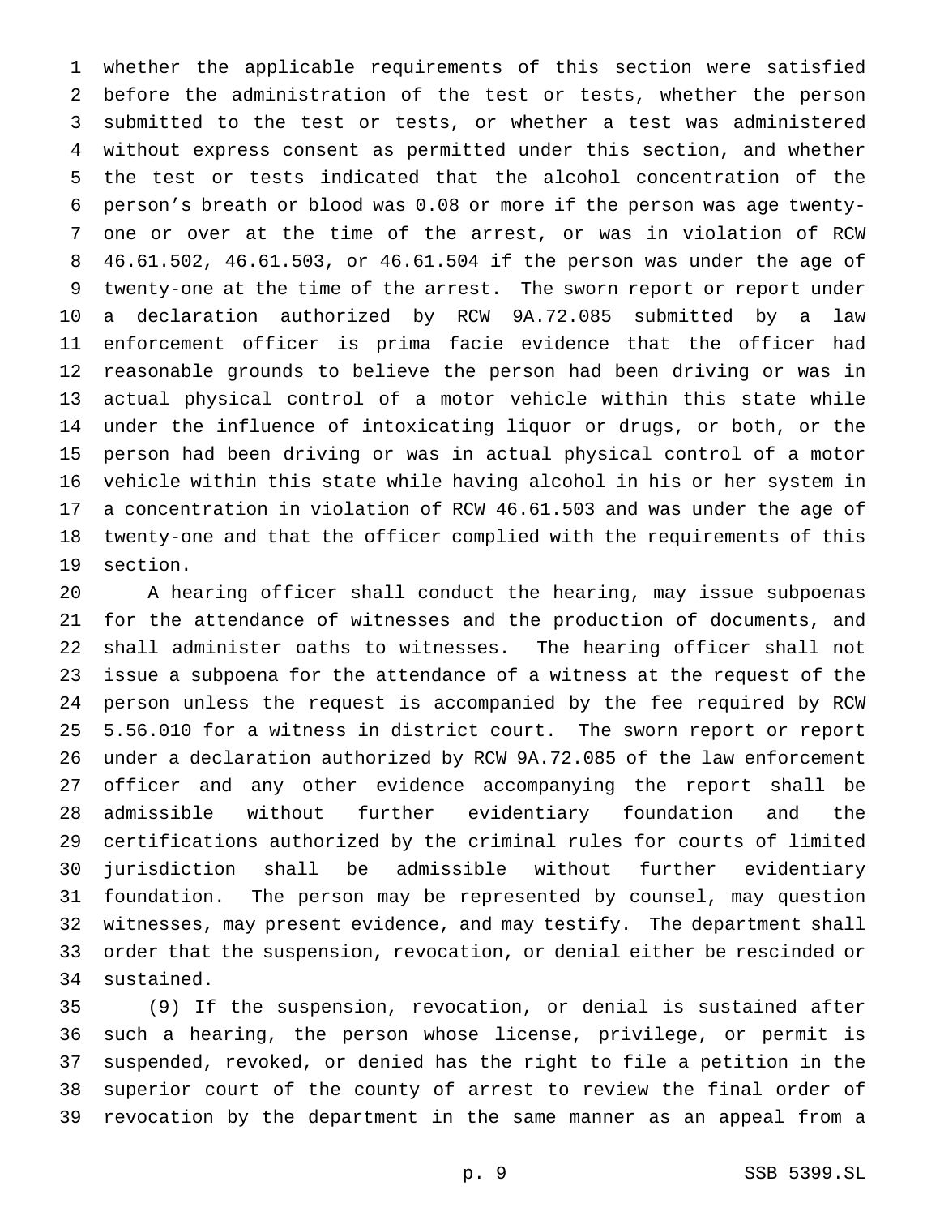whether the applicable requirements of this section were satisfied before the administration of the test or tests, whether the person submitted to the test or tests, or whether a test was administered without express consent as permitted under this section, and whether the test or tests indicated that the alcohol concentration of the person's breath or blood was 0.08 or more if the person was age twenty-one or over at the time of the arrest, or was in violation of RCW 46.61.502, 46.61.503, or 46.61.504 if the person was under the age of twenty-one at the time of the arrest. The sworn report or report under a declaration authorized by RCW 9A.72.085 submitted by a law enforcement officer is prima facie evidence that the officer had reasonable grounds to believe the person had been driving or was in actual physical control of a motor vehicle within this state while under the influence of intoxicating liquor or drugs, or both, or the person had been driving or was in actual physical control of a motor vehicle within this state while having alcohol in his or her system in a concentration in violation of RCW 46.61.503 and was under the age of twenty-one and that the officer complied with the requirements of this section.

A hearing officer shall conduct the hearing, may issue subpoenas for the attendance of witnesses and the production of documents, and shall administer oaths to witnesses. The hearing officer shall not issue a subpoena for the attendance of a witness at the request of the person unless the request is accompanied by the fee required by RCW 5.56.010 for a witness in district court. The sworn report or report under a declaration authorized by RCW 9A.72.085 of the law enforcement officer and any other evidence accompanying the report shall be admissible without further evidentiary foundation and the certifications authorized by the criminal rules for courts of limited jurisdiction shall be admissible without further evidentiary foundation. The person may be represented by counsel, may question witnesses, may present evidence, and may testify. The department shall order that the suspension, revocation, or denial either be rescinded or sustained.

(9) If the suspension, revocation, or denial is sustained after such a hearing, the person whose license, privilege, or permit is suspended, revoked, or denied has the right to file a petition in the superior court of the county of arrest to review the final order of revocation by the department in the same manner as an appeal from a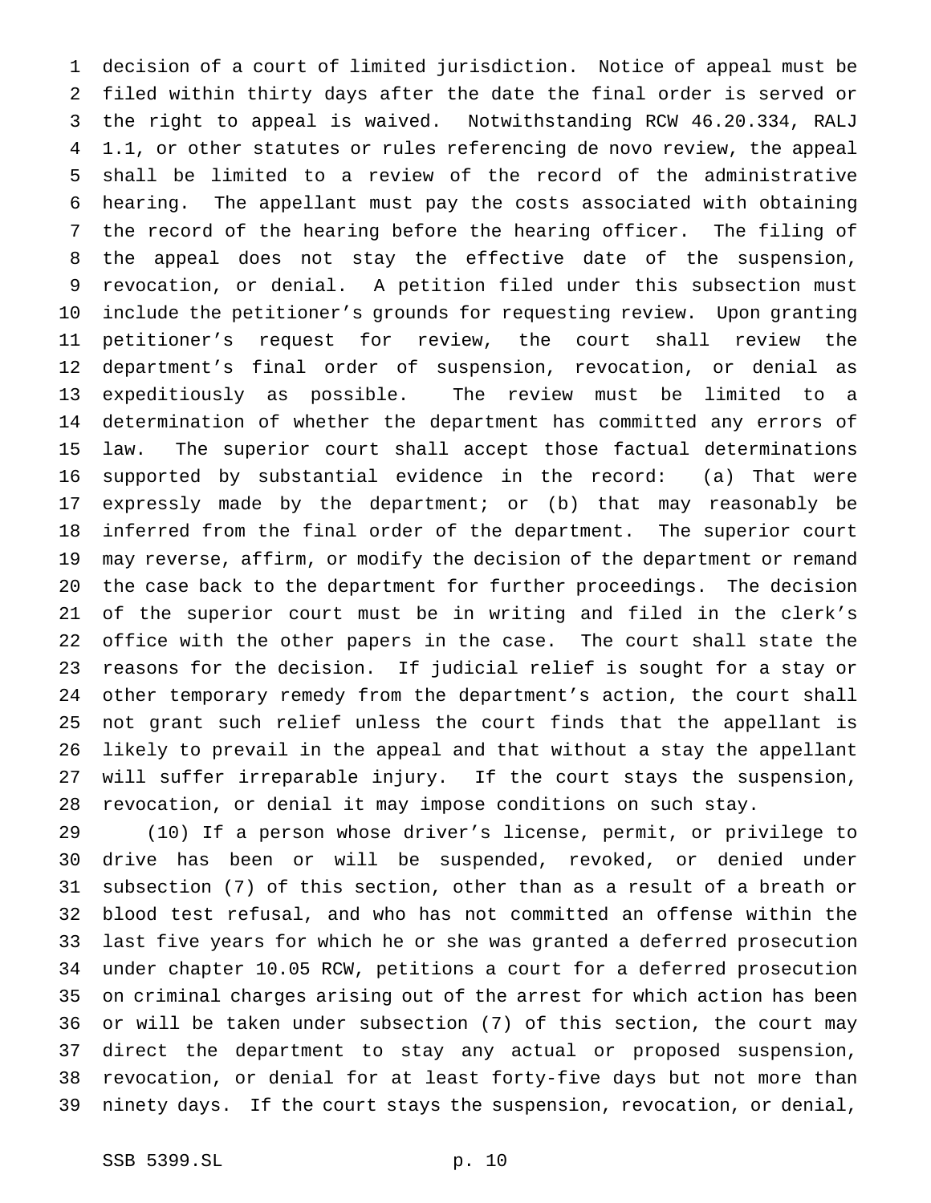decision of a court of limited jurisdiction. Notice of appeal must be filed within thirty days after the date the final order is served or the right to appeal is waived. Notwithstanding RCW 46.20.334, RALJ 1.1, or other statutes or rules referencing de novo review, the appeal shall be limited to a review of the record of the administrative hearing. The appellant must pay the costs associated with obtaining the record of the hearing before the hearing officer. The filing of the appeal does not stay the effective date of the suspension, revocation, or denial. A petition filed under this subsection must include the petitioner's grounds for requesting review. Upon granting petitioner's request for review, the court shall review the department's final order of suspension, revocation, or denial as expeditiously as possible. The review must be limited to a determination of whether the department has committed any errors of law. The superior court shall accept those factual determinations supported by substantial evidence in the record: (a) That were expressly made by the department; or (b) that may reasonably be inferred from the final order of the department. The superior court may reverse, affirm, or modify the decision of the department or remand the case back to the department for further proceedings. The decision of the superior court must be in writing and filed in the clerk's office with the other papers in the case. The court shall state the reasons for the decision. If judicial relief is sought for a stay or other temporary remedy from the department's action, the court shall not grant such relief unless the court finds that the appellant is likely to prevail in the appeal and that without a stay the appellant will suffer irreparable injury. If the court stays the suspension, revocation, or denial it may impose conditions on such stay.

(10) If a person whose driver's license, permit, or privilege to drive has been or will be suspended, revoked, or denied under subsection (7) of this section, other than as a result of a breath or blood test refusal, and who has not committed an offense within the last five years for which he or she was granted a deferred prosecution under chapter 10.05 RCW, petitions a court for a deferred prosecution on criminal charges arising out of the arrest for which action has been or will be taken under subsection (7) of this section, the court may direct the department to stay any actual or proposed suspension, revocation, or denial for at least forty-five days but not more than ninety days. If the court stays the suspension, revocation, or denial,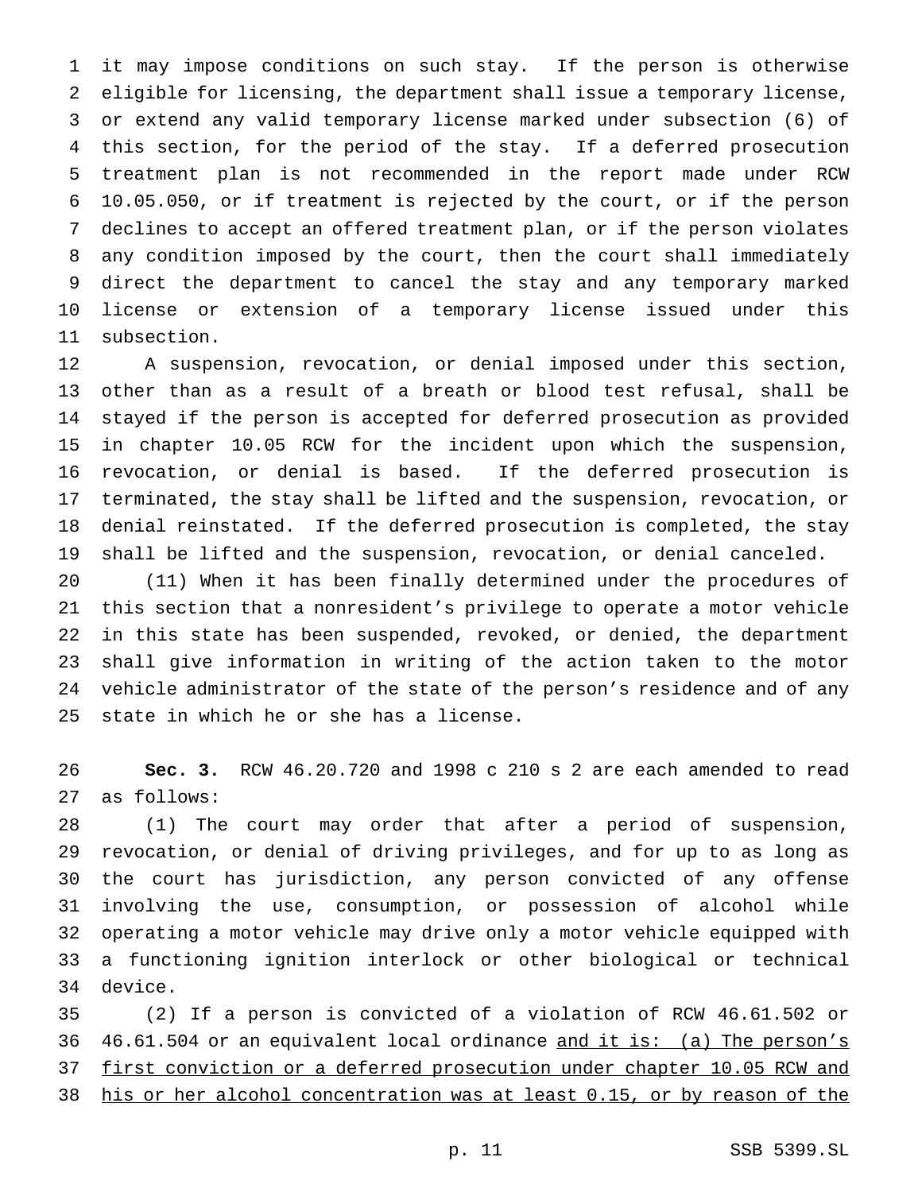it may impose conditions on such stay. If the person is otherwise eligible for licensing, the department shall issue a temporary license, or extend any valid temporary license marked under subsection (6) of this section, for the period of the stay. If a deferred prosecution treatment plan is not recommended in the report made under RCW 10.05.050, or if treatment is rejected by the court, or if the person declines to accept an offered treatment plan, or if the person violates any condition imposed by the court, then the court shall immediately direct the department to cancel the stay and any temporary marked license or extension of a temporary license issued under this subsection.

A suspension, revocation, or denial imposed under this section, other than as a result of a breath or blood test refusal, shall be stayed if the person is accepted for deferred prosecution as provided in chapter 10.05 RCW for the incident upon which the suspension, revocation, or denial is based. If the deferred prosecution is terminated, the stay shall be lifted and the suspension, revocation, or denial reinstated. If the deferred prosecution is completed, the stay shall be lifted and the suspension, revocation, or denial canceled.

(11) When it has been finally determined under the procedures of this section that a nonresident's privilege to operate a motor vehicle in this state has been suspended, revoked, or denied, the department shall give information in writing of the action taken to the motor vehicle administrator of the state of the person's residence and of any state in which he or she has a license.

**Sec. 3.** RCW 46.20.720 and 1998 c 210 s 2 are each amended to read as follows:

(1) The court may order that after a period of suspension, revocation, or denial of driving privileges, and for up to as long as the court has jurisdiction, any person convicted of any offense involving the use, consumption, or possession of alcohol while operating a motor vehicle may drive only a motor vehicle equipped with a functioning ignition interlock or other biological or technical device.

(2) If a person is convicted of a violation of RCW 46.61.502 or 46.61.504 or an equivalent local ordinance <u>and it is: (a) The person's first conviction or a deferred prosecution under chapter 10.05 RCW and his or her alcohol concentration was at least 0.15, or by reason of the</u>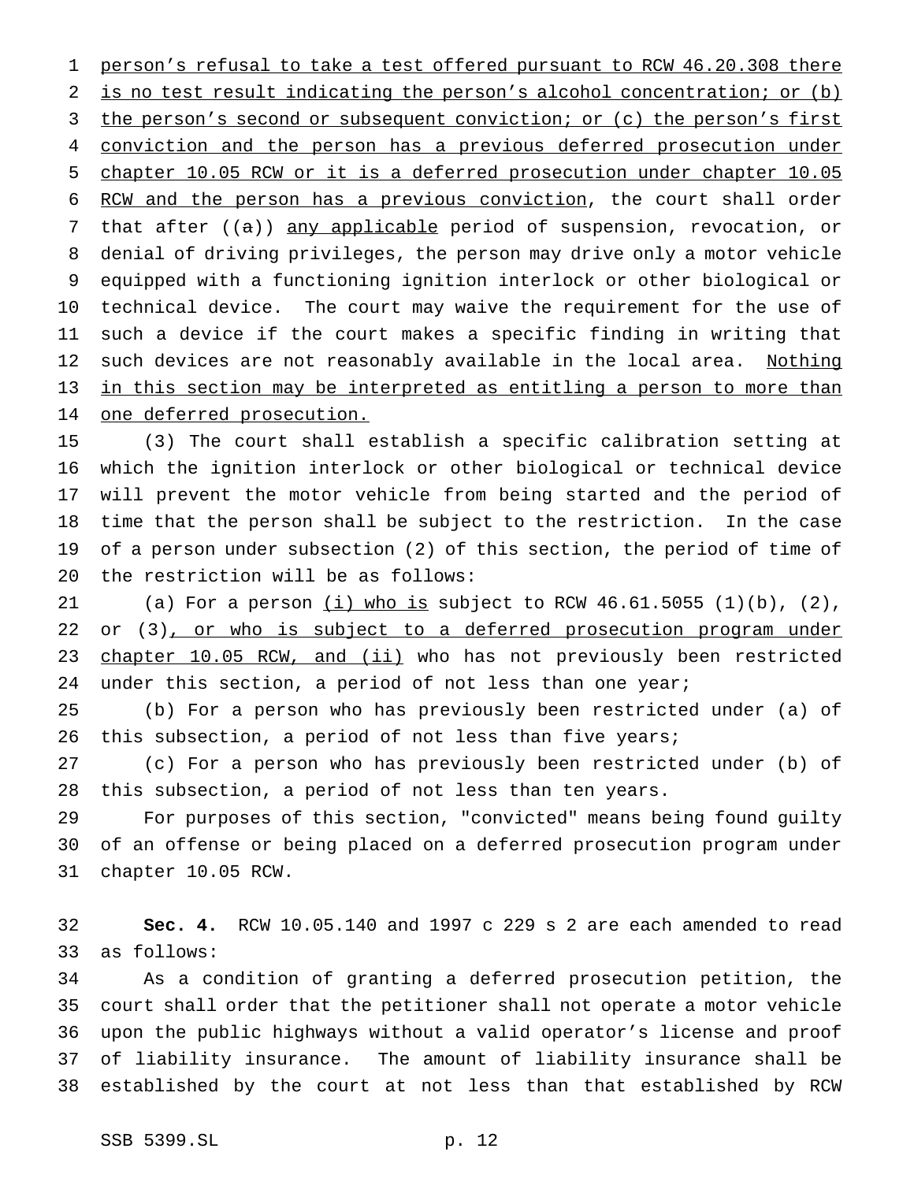person's refusal to take a test offered pursuant to RCW 46.20.308 there is no test result indicating the person's alcohol concentration; or (b) the person's second or subsequent conviction; or (c) the person's first conviction and the person has a previous deferred prosecution under chapter 10.05 RCW or it is a deferred prosecution under chapter 10.05 RCW and the person has a previous conviction, the court shall order that after ((a)) any applicable period of suspension, revocation, or denial of driving privileges, the person may drive only a motor vehicle equipped with a functioning ignition interlock or other biological or technical device. The court may waive the requirement for the use of such a device if the court makes a specific finding in writing that such devices are not reasonably available in the local area. Nothing in this section may be interpreted as entitling a person to more than one deferred prosecution.

(3) The court shall establish a specific calibration setting at which the ignition interlock or other biological or technical device will prevent the motor vehicle from being started and the period of time that the person shall be subject to the restriction. In the case of a person under subsection (2) of this section, the period of time of the restriction will be as follows:

(a) For a person (i) who is subject to RCW 46.61.5055 (1)(b), (2), or (3), or who is subject to a deferred prosecution program under chapter 10.05 RCW, and (ii) who has not previously been restricted under this section, a period of not less than one year;

(b) For a person who has previously been restricted under (a) of this subsection, a period of not less than five years;

(c) For a person who has previously been restricted under (b) of this subsection, a period of not less than ten years.

For purposes of this section, "convicted" means being found guilty of an offense or being placed on a deferred prosecution program under chapter 10.05 RCW.

**Sec. 4.** RCW 10.05.140 and 1997 c 229 s 2 are each amended to read as follows:

As a condition of granting a deferred prosecution petition, the court shall order that the petitioner shall not operate a motor vehicle upon the public highways without a valid operator's license and proof of liability insurance. The amount of liability insurance shall be established by the court at not less than that established by RCW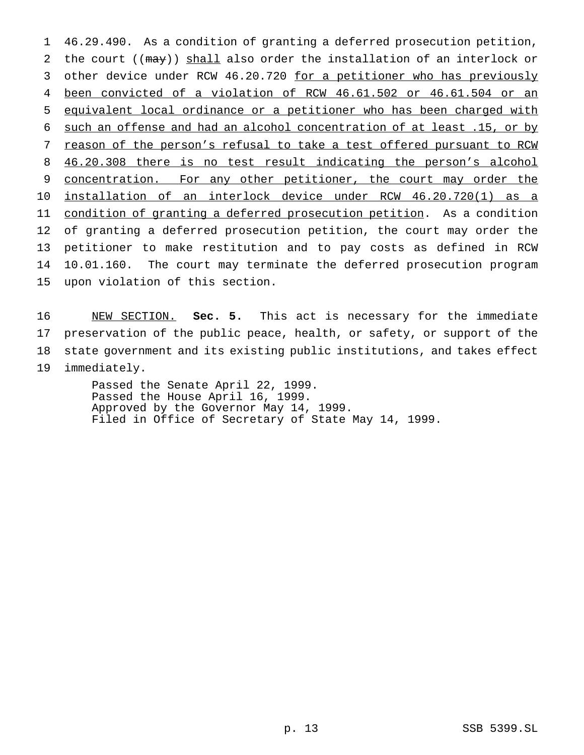46.29.490. As a condition of granting a deferred prosecution petition, the court ((~~may~~)) <u>shall</u> also order the installation of an interlock or other device under RCW 46.20.720 <u>for a petitioner who has previously been convicted of a violation of RCW 46.61.502 or 46.61.504 or an equivalent local ordinance or a petitioner who has been charged with such an offense and had an alcohol concentration of at least .15, or by reason of the person's refusal to take a test offered pursuant to RCW 46.20.308 there is no test result indicating the person's alcohol concentration. For any other petitioner, the court may order the installation of an interlock device under RCW 46.20.720(1) as a condition of granting a deferred prosecution petition</u>. As a condition of granting a deferred prosecution petition, the court may order the petitioner to make restitution and to pay costs as defined in RCW 10.01.160. The court may terminate the deferred prosecution program upon violation of this section.

<u>NEW SECTION.</u> **Sec. 5.** This act is necessary for the immediate preservation of the public peace, health, or safety, or support of the state government and its existing public institutions, and takes effect immediately.

Passed the Senate April 22, 1999.
Passed the House April 16, 1999.
Approved by the Governor May 14, 1999.
Filed in Office of Secretary of State May 14, 1999.